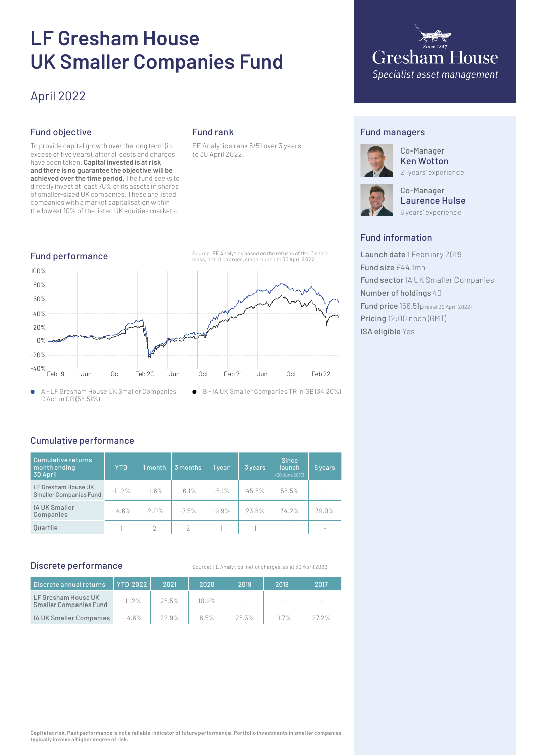# LF Gresham House UK Smaller Companies Fund

## April 2022

Gresham House
*Specialist asset management*

## Fund objective

To provide capital growth over the long term (in excess of five years), after all costs and charges have been taken. **Capital invested is at risk and there is no guarantee the objective will be achieved over the time period**. The fund seeks to directly invest at least 70% of its assets in shares of smaller-sized UK companies. These are listed companies with a market capitalisation within the lowest 10% of the listed UK equities markets.

## Fund rank

FE Analytics rank 6/51 over 3 years to 30 April 2022.

## Fund managers

Co-Manager
**Ken Wotton**
21 years' experience

Co-Manager
**Laurence Hulse**
6 years' experience

## Fund information

**Launch date** 1 February 2019
**Fund size** £44.1mn
**Fund sector** IA UK Smaller Companies
**Number of holdings** 40
**Fund price** 156.51p (as at 30 April 2022)
**Pricing** 12:00 noon (GMT)
**ISA eligible** Yes

## Fund performance

Source: FE Analytics based on the returns of the C share class, net of charges, since launch to 30 April 2022

- A - LF Gresham House UK Smaller Companies C Acc in GB (56.51%)
- B - IA UK Smaller Companies TR in GB (34.20%)

## Cumulative performance

| Cumulative returns month ending 30 April | YTD | 1 month | 3 months | 1 year | 3 years | Since launch (30 June 2017) | 5 years |
|---|---|---|---|---|---|---|---|
| LF Gresham House UK Smaller Companies Fund | -11.2% | -1.6% | -6.1% | -5.1% | 45.5% | 56.5% | - |
| IA UK Smaller Companies | -14.6% | -2.0% | -7.5% | -9.9% | 23.8% | 34.2% | 39.0% |
| Quartile | 1 | 2 | 2 | 1 | 1 | 1 | - |

## Discrete performance

Source: FE Analytics, net of charges, as at 30 April 2022

| Discrete annual returns | YTD 2022 | 2021 | 2020 | 2019 | 2018 | 2017 |
|---|---|---|---|---|---|---|
| LF Gresham House UK Smaller Companies Fund | -11.2% | 25.5% | 10.9% | - | - | - |
| IA UK Smaller Companies | -14.6% | 22.9% | 6.5% | 25.3% | -11.7% | 27.2% |

**Capital at risk. Past performance is not a reliable indicator of future performance. Portfolio investments in smaller companies typically involve a higher degree of risk.**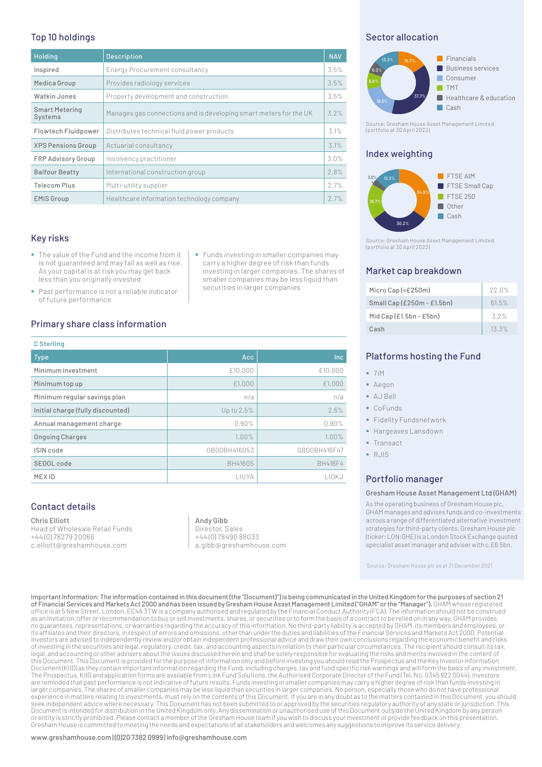## Top 10 holdings

| Holding | Description | NAV |
|---|---|---|
| Inspired | Energy Procurement consultancy | 3.5% |
| Medica Group | Provides radiology services | 3.5% |
| Watkin Jones | Property development and construction | 3.5% |
| Smart Metering Systems | Manages gas connections and is developing smart meters for the UK | 3.2% |
| Flowtech Fluidpower | Distributes technical fluid power products | 3.1% |
| XPS Pensions Group | Actuarial consultancy | 3.1% |
| FRP Advisory Group | Insolvency practitioner | 3.0% |
| Balfour Beatty | International construction group | 2.8% |
| Telecom Plus | Multi-utility supplier | 2.7% |
| EMIS Group | Healthcare information technology company | 2.7% |

## Key risks

- The value of the Fund and the income from it is not guaranteed and may fall as well as rise. As your capital is at risk you may get back less than you originally invested
- Past performance is not a reliable indicator of future performance
- Funds investing in smaller companies may carry a higher degree of risk than funds investing in larger companies. The shares of smaller companies may be less liquid than securities in larger companies

## Primary share class information

C Sterling

| Type | Acc | Inc |
|---|---|---|
| Minimum investment | £10,000 | £10,000 |
| Minimum top up | £1,000 | £1,000 |
| Minimum regular savings plan | n/a | n/a |
| Initial charge (fully discounted) | Up to 2.5% | 2.5% |
| Annual management charge | 0.90% | 0.90% |
| Ongoing Charges | 1.00% | 1.00% |
| ISIN code | GB00BH416G53 | GB00BH416F47 |
| SEDOL code | BH416G5 | BH416F4 |
| MEX ID | LIUYA | LIOKJ |

## Contact details

Chris Elliott
Head of Wholesale Retail Funds
+44 (0) 78279 20066
c.elliott@greshamhouse.com

Andy Gibb
Director, Sales
+44 (0) 78490 88033
a.gibb@greshamhouse.com

## Sector allocation

15.7%
37.7%
18.5%
8.6%
6.2%
13.3%

Financials
Business services
Consumer
TMT
Healthcare & education
Cash

Source: Gresham House Asset Management Limited (portfolio at 30 April 2022)

## Index weighting

34.8%
30.2%
18.7%
3.0%
13.3%

FTSE AIM
FTSE Small Cap
FTSE 250
Other
Cash

Source: Gresham House Asset Management Limited (portfolio at 30 April 2022)

## Market cap breakdown

| | |
|---|---|
| Micro Cap (<£250m) | 22.0% |
| Small Cap (£250m - £1.5bn) | 61.5% |
| Mid Cap (£1.5bn - £5bn) | 3.2% |
| Cash | 13.3% |

## Platforms hosting the Fund

- 7iM
- Aegon
- AJ Bell
- CoFunds
- Fidelity Fundsnetwork
- Hargreaves Lansdown
- Transact
- RJIS

## Portfolio manager

### Gresham House Asset Management Ltd (GHAM)

As the operating business of Gresham House plc, GHAM manages and advises funds and co-investments across a range of differentiated alternative investment strategies for third-party clients. Gresham House plc (ticker: LON:GHE) is a London Stock Exchange quoted specialist asset manager and adviser with c.£6.5bn.

Source: Gresham House plc as at 31 December 2021

**Important Information: The information contained in this document (the "Document")' is being communicated in the United Kingdom for the purposes of section 21 of Financial Services and Markets Act 2000 and has been issued by Gresham House Asset Management Limited ("GHAM" or the "Manager").** GHAM whose registered office is at 5 New Street, London, EC4A 3TW is a company authorised and regulated by the Financial Conduct Authority (FCA). The information should not be construed as an invitation, offer or recommendation to buy or sell investments, shares, or securities or to form the basis of a contract to be relied on in any way. GHAM provides no guarantees, representations, or warranties regarding the accuracy of this information. No third-party liability is accepted by GHAM, its members and employees, or its affiliates and their directors, in respect of errors and omissions, other than under the duties and liabilities of the Financial Services and Markets Act 2000. Potential investors are advised to independently review and/or obtain independent professional advice and draw their own conclusions regarding the economic benefit and risks of investing in the securities and legal, regulatory, credit, tax, and accounting aspects in relation to their particular circumstances. The recipient should consult its tax, legal, and accounting or other advisers about the issues discussed herein and shall be solely responsible for evaluating the risks and merits involved in the content of this Document. This Document is provided for the purpose of information only and before investing you should read the Prospectus and the Key Investor Information Document (KIID) as they contain important information regarding the Fund, including charges, tax and fund specific risk warnings and will form the basis of any investment. The Prospectus, KIID and application forms are available from Link Fund Solutions, the Authorised Corporate Director of the Fund (Tel. No. 0345 922 0044). Investors are reminded that past performance is not indicative of future results. Funds investing in smaller companies may carry a higher degree of risk than funds investing in larger companies. The shares of smaller companies may be less liquid than securities in larger companies. No person, especially those who do not have professional experience in matters relating to investments, must rely on the contents of this Document. If you are in any doubt as to the matters contained in this Document, you should seek independent advice where necessary. This Document has not been submitted to or approved by the securities regulatory authority of any state or jurisdiction. This Document is intended for distribution in the United Kingdom only. Any dissemination or unauthorised use of this Document outside the United Kingdom by any person or entity is strictly prohibited. Please contact a member of the Gresham House team if you wish to discuss your investment or provide feedback on this presentation. Gresham House is committed to meeting the needs and expectations of all stakeholders and welcomes any suggestions to improve its service delivery.

www.greshamhouse.com | (0)20 7382 0999 | info@greshamhouse.com